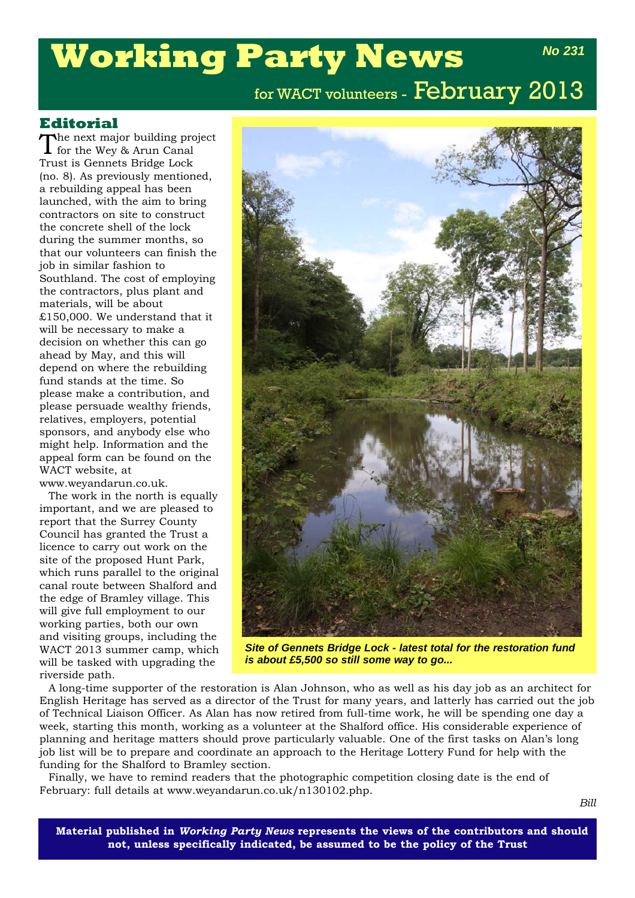# Working Party News

**No 231**

for WACT volunteers - February 2013

## Editorial

The next major building project for the Wey & Arun Canal Trust is Gennets Bridge Lock (no. 8). As previously mentioned, a rebuilding appeal has been launched, with the aim to bring contractors on site to construct the concrete shell of the lock during the summer months, so that our volunteers can finish the job in similar fashion to Southland. The cost of employing the contractors, plus plant and materials, will be about £150,000. We understand that it will be necessary to make a decision on whether this can go ahead by May, and this will depend on where the rebuilding fund stands at the time. So please make a contribution, and please persuade wealthy friends, relatives, employers, potential sponsors, and anybody else who might help. Information and the appeal form can be found on the WACT website, at www.weyandarun.co.uk.

The work in the north is equally important, and we are pleased to report that the Surrey County Council has granted the Trust a licence to carry out work on the site of the proposed Hunt Park, which runs parallel to the original canal route between Shalford and the edge of Bramley village. This will give full employment to our working parties, both our own and visiting groups, including the WACT 2013 summer camp, which will be tasked with upgrading the riverside path.

*Site of Gennets Bridge Lock - latest total for the restoration fund is about £5,500 so still some way to go...*

A long-time supporter of the restoration is Alan Johnson, who as well as his day job as an architect for English Heritage has served as a director of the Trust for many years, and latterly has carried out the job of Technical Liaison Officer. As Alan has now retired from full-time work, he will be spending one day a week, starting this month, working as a volunteer at the Shalford office. His considerable experience of planning and heritage matters should prove particularly valuable. One of the first tasks on Alan's long job list will be to prepare and coordinate an approach to the Heritage Lottery Fund for help with the funding for the Shalford to Bramley section.

Finally, we have to remind readers that the photographic competition closing date is the end of February: full details at www.weyandarun.co.uk/n130102.php.

*Bill*

**Material published in *Working Party News* represents the views of the contributors and should not, unless specifically indicated, be assumed to be the policy of the Trust**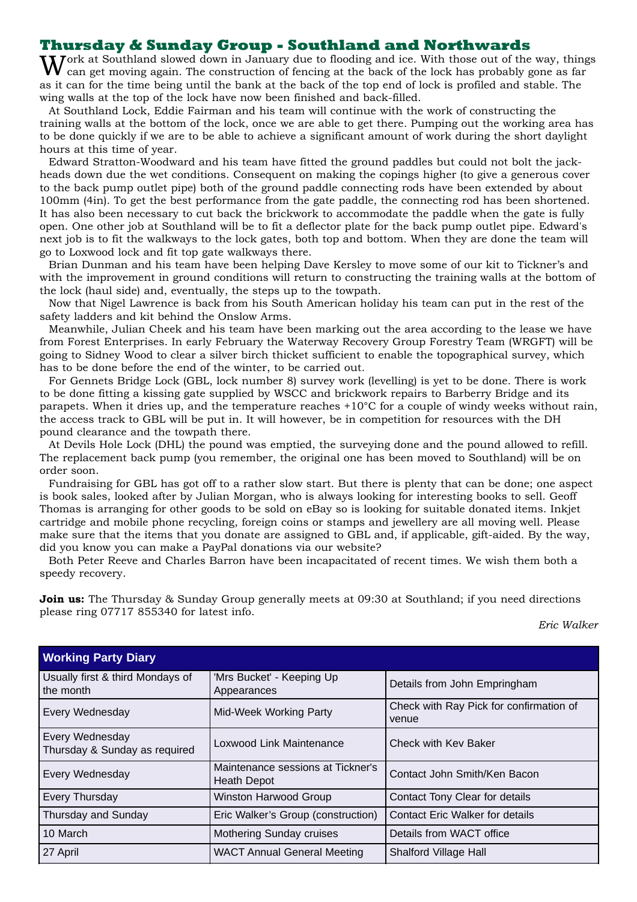## Thursday & Sunday Group - Southland and Northwards

Work at Southland slowed down in January due to flooding and ice. With those out of the way, things can get moving again. The construction of fencing at the back of the lock has probably gone as far as it can for the time being until the bank at the back of the top end of lock is profiled and stable. The wing walls at the top of the lock have now been finished and back-filled.

At Southland Lock, Eddie Fairman and his team will continue with the work of constructing the training walls at the bottom of the lock, once we are able to get there. Pumping out the working area has to be done quickly if we are to be able to achieve a significant amount of work during the short daylight hours at this time of year.

Edward Stratton-Woodward and his team have fitted the ground paddles but could not bolt the jack-heads down due the wet conditions. Consequent on making the copings higher (to give a generous cover to the back pump outlet pipe) both of the ground paddle connecting rods have been extended by about 100mm (4in). To get the best performance from the gate paddle, the connecting rod has been shortened. It has also been necessary to cut back the brickwork to accommodate the paddle when the gate is fully open. One other job at Southland will be to fit a deflector plate for the back pump outlet pipe. Edward's next job is to fit the walkways to the lock gates, both top and bottom. When they are done the team will go to Loxwood lock and fit top gate walkways there.

Brian Dunman and his team have been helping Dave Kersley to move some of our kit to Tickner's and with the improvement in ground conditions will return to constructing the training walls at the bottom of the lock (haul side) and, eventually, the steps up to the towpath.

Now that Nigel Lawrence is back from his South American holiday his team can put in the rest of the safety ladders and kit behind the Onslow Arms.

Meanwhile, Julian Cheek and his team have been marking out the area according to the lease we have from Forest Enterprises. In early February the Waterway Recovery Group Forestry Team (WRGFT) will be going to Sidney Wood to clear a silver birch thicket sufficient to enable the topographical survey, which has to be done before the end of the winter, to be carried out.

For Gennets Bridge Lock (GBL, lock number 8) survey work (levelling) is yet to be done. There is work to be done fitting a kissing gate supplied by WSCC and brickwork repairs to Barberry Bridge and its parapets. When it dries up, and the temperature reaches +10°C for a couple of windy weeks without rain, the access track to GBL will be put in. It will however, be in competition for resources with the DH pound clearance and the towpath there.

At Devils Hole Lock (DHL) the pound was emptied, the surveying done and the pound allowed to refill. The replacement back pump (you remember, the original one has been moved to Southland) will be on order soon.

Fundraising for GBL has got off to a rather slow start. But there is plenty that can be done; one aspect is book sales, looked after by Julian Morgan, who is always looking for interesting books to sell. Geoff Thomas is arranging for other goods to be sold on eBay so is looking for suitable donated items. Inkjet cartridge and mobile phone recycling, foreign coins or stamps and jewellery are all moving well. Please make sure that the items that you donate are assigned to GBL and, if applicable, gift-aided. By the way, did you know you can make a PayPal donations via our website?

Both Peter Reeve and Charles Barron have been incapacitated of recent times. We wish them both a speedy recovery.

**Join us:** The Thursday & Sunday Group generally meets at 09:30 at Southland; if you need directions please ring 07717 855340 for latest info.

*Eric Walker*

| Working Party Diary | | |
|---|---|---|
| Usually first & third Mondays of the month | 'Mrs Bucket' - Keeping Up Appearances | Details from John Empringham |
| Every Wednesday | Mid-Week Working Party | Check with Ray Pick for confirmation of venue |
| Every Wednesday<br>Thursday & Sunday as required | Loxwood Link Maintenance | Check with Kev Baker |
| Every Wednesday | Maintenance sessions at Tickner's Heath Depot | Contact John Smith/Ken Bacon |
| Every Thursday | Winston Harwood Group | Contact Tony Clear for details |
| Thursday and Sunday | Eric Walker's Group (construction) | Contact Eric Walker for details |
| 10 March | Mothering Sunday cruises | Details from WACT office |
| 27 April | WACT Annual General Meeting | Shalford Village Hall |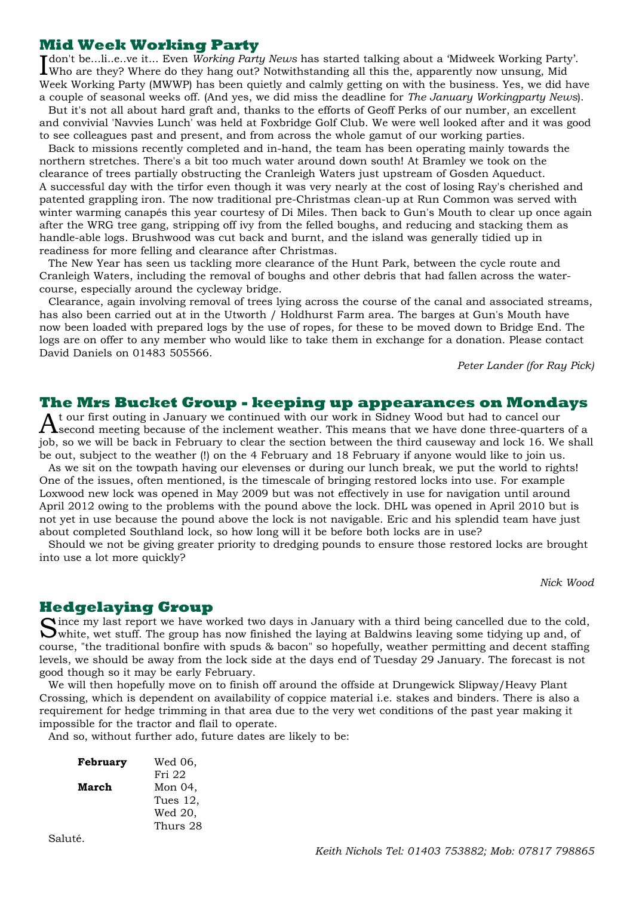## Mid Week Working Party

I don't be...li..e..ve it... Even *Working Party News* has started talking about a 'Midweek Working Party'. Who are they? Where do they hang out? Notwithstanding all this the, apparently now unsung, Mid Week Working Party (MWWP) has been quietly and calmly getting on with the business. Yes, we did have a couple of seasonal weeks off. (And yes, we did miss the deadline for *The January Workingparty News*).

But it's not all about hard graft and, thanks to the efforts of Geoff Perks of our number, an excellent and convivial 'Navvies Lunch' was held at Foxbridge Golf Club. We were well looked after and it was good to see colleagues past and present, and from across the whole gamut of our working parties.

Back to missions recently completed and in-hand, the team has been operating mainly towards the northern stretches. There's a bit too much water around down south! At Bramley we took on the clearance of trees partially obstructing the Cranleigh Waters just upstream of Gosden Aqueduct. A successful day with the tirfor even though it was very nearly at the cost of losing Ray's cherished and patented grappling iron. The now traditional pre-Christmas clean-up at Run Common was served with winter warming canapés this year courtesy of Di Miles. Then back to Gun's Mouth to clear up once again after the WRG tree gang, stripping off ivy from the felled boughs, and reducing and stacking them as handle-able logs. Brushwood was cut back and burnt, and the island was generally tidied up in readiness for more felling and clearance after Christmas.

The New Year has seen us tackling more clearance of the Hunt Park, between the cycle route and Cranleigh Waters, including the removal of boughs and other debris that had fallen across the water-course, especially around the cycleway bridge.

Clearance, again involving removal of trees lying across the course of the canal and associated streams, has also been carried out at in the Utworth / Holdhurst Farm area. The barges at Gun's Mouth have now been loaded with prepared logs by the use of ropes, for these to be moved down to Bridge End. The logs are on offer to any member who would like to take them in exchange for a donation. Please contact David Daniels on 01483 505566.

*Peter Lander (for Ray Pick)*

## The Mrs Bucket Group - keeping up appearances on Mondays

At our first outing in January we continued with our work in Sidney Wood but had to cancel our second meeting because of the inclement weather. This means that we have done three-quarters of a job, so we will be back in February to clear the section between the third causeway and lock 16. We shall be out, subject to the weather (!) on the 4 February and 18 February if anyone would like to join us.

As we sit on the towpath having our elevenses or during our lunch break, we put the world to rights! One of the issues, often mentioned, is the timescale of bringing restored locks into use. For example Loxwood new lock was opened in May 2009 but was not effectively in use for navigation until around April 2012 owing to the problems with the pound above the lock. DHL was opened in April 2010 but is not yet in use because the pound above the lock is not navigable. Eric and his splendid team have just about completed Southland lock, so how long will it be before both locks are in use?

Should we not be giving greater priority to dredging pounds to ensure those restored locks are brought into use a lot more quickly?

*Nick Wood*

## Hedgelaying Group

Since my last report we have worked two days in January with a third being cancelled due to the cold, white, wet stuff. The group has now finished the laying at Baldwins leaving some tidying up and, of course, "the traditional bonfire with spuds & bacon" so hopefully, weather permitting and decent staffing levels, we should be away from the lock side at the days end of Tuesday 29 January. The forecast is not good though so it may be early February.

We will then hopefully move on to finish off around the offside at Drungewick Slipway/Heavy Plant Crossing, which is dependent on availability of coppice material i.e. stakes and binders. There is also a requirement for hedge trimming in that area due to the very wet conditions of the past year making it impossible for the tractor and flail to operate.

And so, without further ado, future dates are likely to be:

| | |
|---|---|
| **February** | Wed 06, Fri 22 |
| **March** | Mon 04, Tues 12, Wed 20, Thurs 28 |

Saluté.

*Keith Nichols Tel: 01403 753882; Mob: 07817 798865*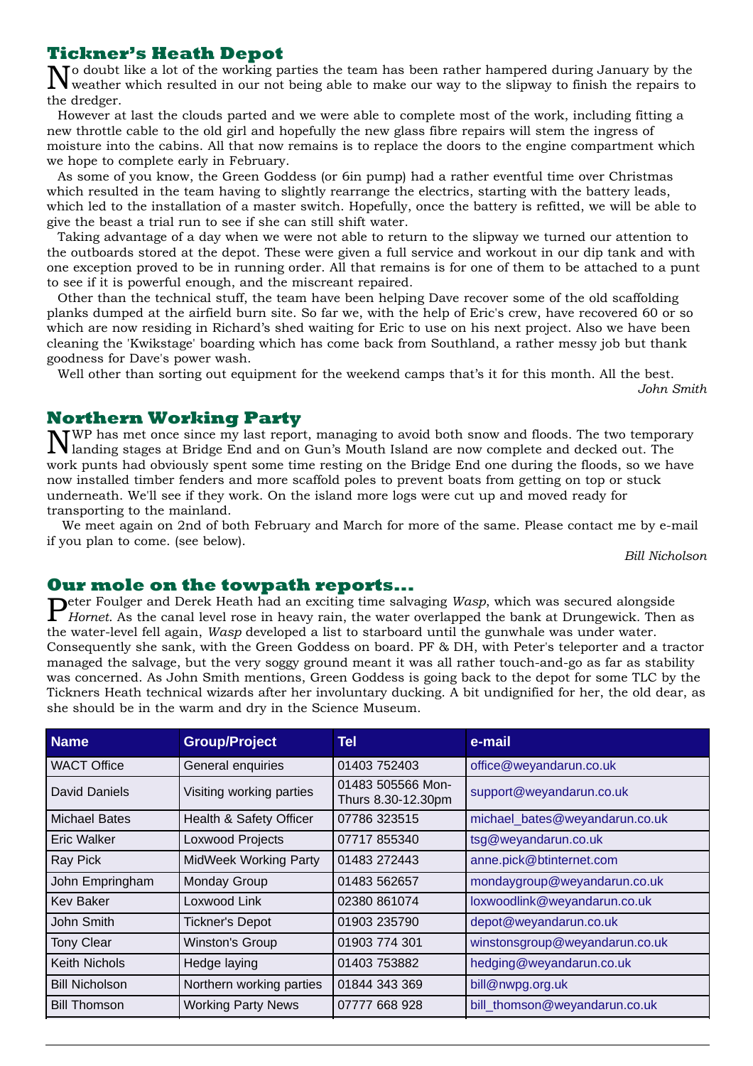## Tickner's Heath Depot

No doubt like a lot of the working parties the team has been rather hampered during January by the weather which resulted in our not being able to make our way to the slipway to finish the repairs to the dredger.

However at last the clouds parted and we were able to complete most of the work, including fitting a new throttle cable to the old girl and hopefully the new glass fibre repairs will stem the ingress of moisture into the cabins. All that now remains is to replace the doors to the engine compartment which we hope to complete early in February.

As some of you know, the Green Goddess (or 6in pump) had a rather eventful time over Christmas which resulted in the team having to slightly rearrange the electrics, starting with the battery leads, which led to the installation of a master switch. Hopefully, once the battery is refitted, we will be able to give the beast a trial run to see if she can still shift water.

Taking advantage of a day when we were not able to return to the slipway we turned our attention to the outboards stored at the depot. These were given a full service and workout in our dip tank and with one exception proved to be in running order. All that remains is for one of them to be attached to a punt to see if it is powerful enough, and the miscreant repaired.

Other than the technical stuff, the team have been helping Dave recover some of the old scaffolding planks dumped at the airfield burn site. So far we, with the help of Eric's crew, have recovered 60 or so which are now residing in Richard's shed waiting for Eric to use on his next project. Also we have been cleaning the 'Kwikstage' boarding which has come back from Southland, a rather messy job but thank goodness for Dave's power wash.

Well other than sorting out equipment for the weekend camps that's it for this month. All the best.

*John Smith*

## Northern Working Party

NWP has met once since my last report, managing to avoid both snow and floods. The two temporary landing stages at Bridge End and on Gun's Mouth Island are now complete and decked out. The work punts had obviously spent some time resting on the Bridge End one during the floods, so we have now installed timber fenders and more scaffold poles to prevent boats from getting on top or stuck underneath. We'll see if they work. On the island more logs were cut up and moved ready for transporting to the mainland.

We meet again on 2nd of both February and March for more of the same. Please contact me by e-mail if you plan to come. (see below).

*Bill Nicholson*

## Our mole on the towpath reports...

Peter Foulger and Derek Heath had an exciting time salvaging *Wasp*, which was secured alongside *Hornet*. As the canal level rose in heavy rain, the water overlapped the bank at Drungewick. Then as the water-level fell again, *Wasp* developed a list to starboard until the gunwhale was under water. Consequently she sank, with the Green Goddess on board. PF & DH, with Peter's teleporter and a tractor managed the salvage, but the very soggy ground meant it was all rather touch-and-go as far as stability was concerned. As John Smith mentions, Green Goddess is going back to the depot for some TLC by the Tickners Heath technical wizards after her involuntary ducking. A bit undignified for her, the old dear, as she should be in the warm and dry in the Science Museum.

| Name | Group/Project | Tel | e-mail |
|---|---|---|---|
| WACT Office | General enquiries | 01403 752403 | office@weyandarun.co.uk |
| David Daniels | Visiting working parties | 01483 505566 Mon-Thurs 8.30-12.30pm | support@weyandarun.co.uk |
| Michael Bates | Health & Safety Officer | 07786 323515 | michael_bates@weyandarun.co.uk |
| Eric Walker | Loxwood Projects | 07717 855340 | tsg@weyandarun.co.uk |
| Ray Pick | MidWeek Working Party | 01483 272443 | anne.pick@btinternet.com |
| John Empringham | Monday Group | 01483 562657 | mondaygroup@weyandarun.co.uk |
| Kev Baker | Loxwood Link | 02380 861074 | loxwoodlink@weyandarun.co.uk |
| John Smith | Tickner's Depot | 01903 235790 | depot@weyandarun.co.uk |
| Tony Clear | Winston's Group | 01903 774 301 | winstonsgroup@weyandarun.co.uk |
| Keith Nichols | Hedge laying | 01403 753882 | hedging@weyandarun.co.uk |
| Bill Nicholson | Northern working parties | 01844 343 369 | bill@nwpg.org.uk |
| Bill Thomson | Working Party News | 07777 668 928 | bill_thomson@weyandarun.co.uk |